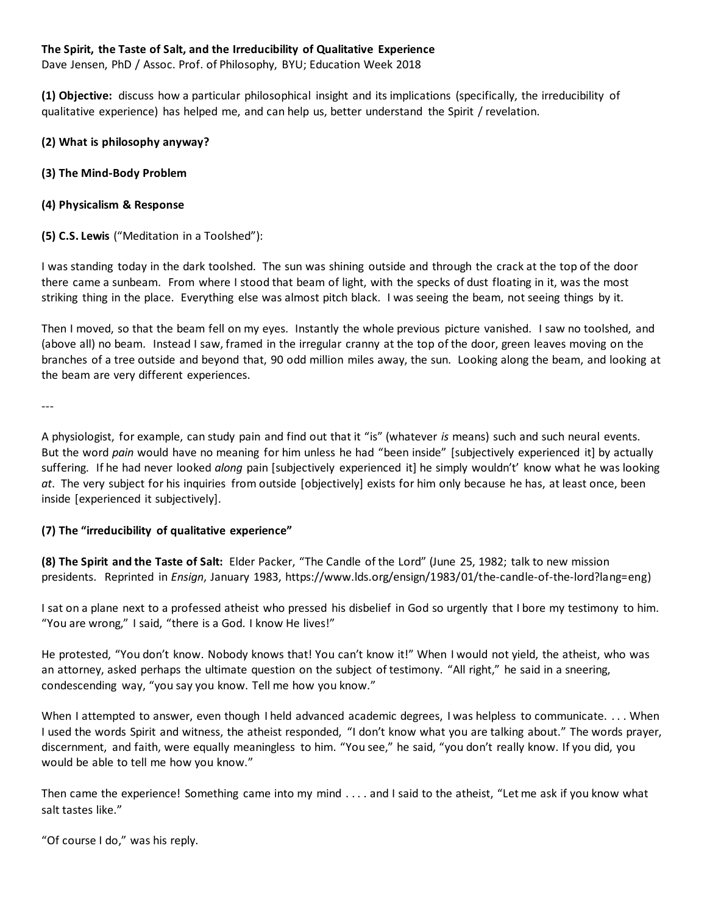**The Spirit, the Taste of Salt, and the Irreducibility of Qualitative Experience**
Dave Jensen, PhD / Assoc. Prof. of Philosophy, BYU; Education Week 2018

**(1) Objective:** discuss how a particular philosophical insight and its implications (specifically, the irreducibility of qualitative experience) has helped me, and can help us, better understand the Spirit / revelation.

**(2) What is philosophy anyway?**

**(3) The Mind-Body Problem**

**(4) Physicalism & Response**

**(5) C.S. Lewis** ("Meditation in a Toolshed"):

I was standing today in the dark toolshed. The sun was shining outside and through the crack at the top of the door there came a sunbeam. From where I stood that beam of light, with the specks of dust floating in it, was the most striking thing in the place. Everything else was almost pitch black. I was seeing the beam, not seeing things by it.

Then I moved, so that the beam fell on my eyes. Instantly the whole previous picture vanished. I saw no toolshed, and (above all) no beam. Instead I saw, framed in the irregular cranny at the top of the door, green leaves moving on the branches of a tree outside and beyond that, 90 odd million miles away, the sun. Looking along the beam, and looking at the beam are very different experiences.

---

A physiologist, for example, can study pain and find out that it "is" (whatever *is* means) such and such neural events. But the word *pain* would have no meaning for him unless he had "been inside" [subjectively experienced it] by actually suffering. If he had never looked *along* pain [subjectively experienced it] he simply wouldn't' know what he was looking *at*. The very subject for his inquiries from outside [objectively] exists for him only because he has, at least once, been inside [experienced it subjectively].

**(7) The "irreducibility of qualitative experience"**

**(8) The Spirit and the Taste of Salt:** Elder Packer, "The Candle of the Lord" (June 25, 1982; talk to new mission presidents. Reprinted in *Ensign*, January 1983, https://www.lds.org/ensign/1983/01/the-candle-of-the-lord?lang=eng)

I sat on a plane next to a professed atheist who pressed his disbelief in God so urgently that I bore my testimony to him. "You are wrong," I said, "there is a God. I know He lives!"

He protested, "You don't know. Nobody knows that! You can't know it!" When I would not yield, the atheist, who was an attorney, asked perhaps the ultimate question on the subject of testimony. "All right," he said in a sneering, condescending way, "you say you know. Tell me how you know."

When I attempted to answer, even though I held advanced academic degrees, I was helpless to communicate. . . . When I used the words Spirit and witness, the atheist responded, "I don't know what you are talking about." The words prayer, discernment, and faith, were equally meaningless to him. "You see," he said, "you don't really know. If you did, you would be able to tell me how you know."

Then came the experience! Something came into my mind . . . . and I said to the atheist, "Let me ask if you know what salt tastes like."

"Of course I do," was his reply.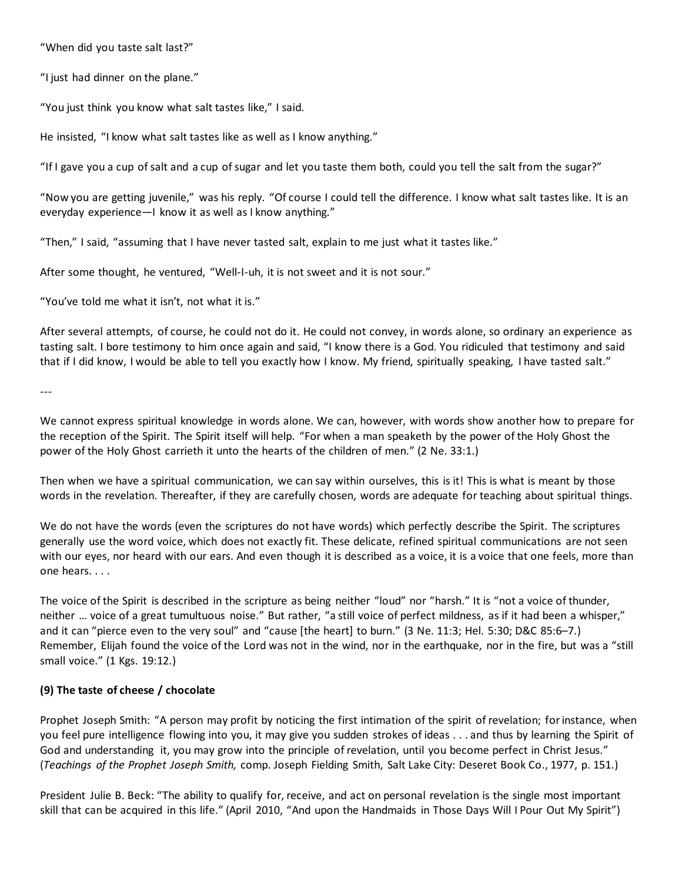"When did you taste salt last?"

"I just had dinner on the plane."

"You just think you know what salt tastes like," I said.

He insisted, "I know what salt tastes like as well as I know anything."

"If I gave you a cup of salt and a cup of sugar and let you taste them both, could you tell the salt from the sugar?"

"Now you are getting juvenile," was his reply. "Of course I could tell the difference. I know what salt tastes like. It is an everyday experience—I know it as well as I know anything."

"Then," I said, "assuming that I have never tasted salt, explain to me just what it tastes like."

After some thought, he ventured, "Well-I-uh, it is not sweet and it is not sour."

"You've told me what it isn't, not what it is."

After several attempts, of course, he could not do it. He could not convey, in words alone, so ordinary an experience as tasting salt. I bore testimony to him once again and said, "I know there is a God. You ridiculed that testimony and said that if I did know, I would be able to tell you exactly how I know. My friend, spiritually speaking, I have tasted salt."

---

We cannot express spiritual knowledge in words alone. We can, however, with words show another how to prepare for the reception of the Spirit. The Spirit itself will help. "For when a man speaketh by the power of the Holy Ghost the power of the Holy Ghost carrieth it unto the hearts of the children of men." (2 Ne. 33:1.)

Then when we have a spiritual communication, we can say within ourselves, this is it! This is what is meant by those words in the revelation. Thereafter, if they are carefully chosen, words are adequate for teaching about spiritual things.

We do not have the words (even the scriptures do not have words) which perfectly describe the Spirit. The scriptures generally use the word voice, which does not exactly fit. These delicate, refined spiritual communications are not seen with our eyes, nor heard with our ears. And even though it is described as a voice, it is a voice that one feels, more than one hears. . . .

The voice of the Spirit is described in the scripture as being neither "loud" nor "harsh." It is "not a voice of thunder, neither … voice of a great tumultuous noise." But rather, "a still voice of perfect mildness, as if it had been a whisper," and it can "pierce even to the very soul" and "cause [the heart] to burn." (3 Ne. 11:3; Hel. 5:30; D&C 85:6–7.) Remember, Elijah found the voice of the Lord was not in the wind, nor in the earthquake, nor in the fire, but was a "still small voice." (1 Kgs. 19:12.)

**(9) The taste of cheese / chocolate**

Prophet Joseph Smith: "A person may profit by noticing the first intimation of the spirit of revelation; for instance, when you feel pure intelligence flowing into you, it may give you sudden strokes of ideas . . . and thus by learning the Spirit of God and understanding it, you may grow into the principle of revelation, until you become perfect in Christ Jesus." (*Teachings of the Prophet Joseph Smith,* comp. Joseph Fielding Smith, Salt Lake City: Deseret Book Co., 1977, p. 151.)

President Julie B. Beck: "The ability to qualify for, receive, and act on personal revelation is the single most important skill that can be acquired in this life." (April 2010, "And upon the Handmaids in Those Days Will I Pour Out My Spirit")